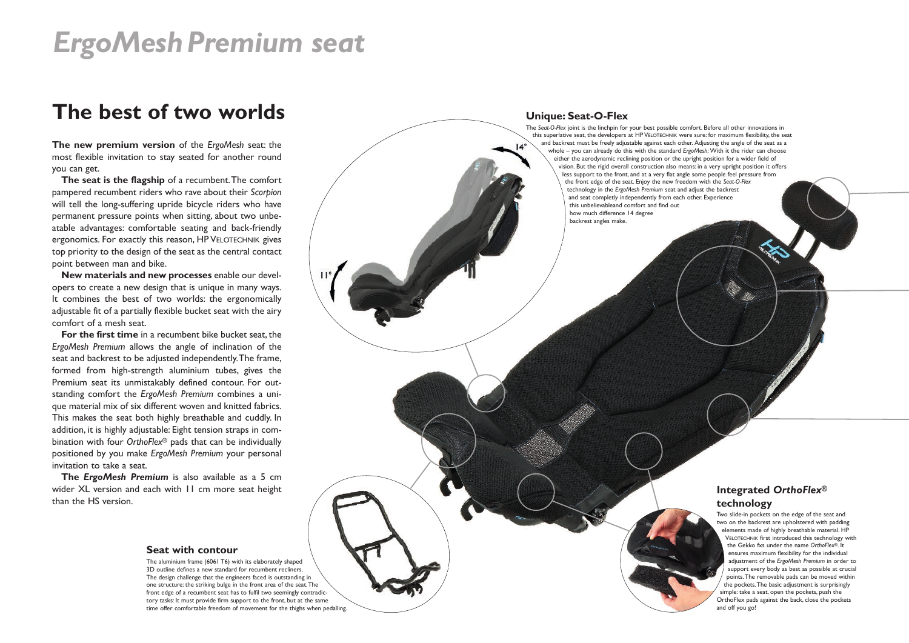# *ErgoMesh Premium seat*

## The best of two worlds

**The new premium version** of the *ErgoMesh* seat: the most flexible invitation to stay seated for another round you can get.

**The seat is the flagship** of a recumbent. The comfort pampered recumbent riders who rave about their *Scorpion* will tell the long-suffering upride bicycle riders who have permanent pressure points when sitting, about two unbeatable advantages: comfortable seating and back-friendly ergonomics. For exactly this reason, HP VELOTECHNIK gives top priority to the design of the seat as the central contact point between man and bike.

**New materials and new processes** enable our developers to create a new design that is unique in many ways. It combines the best of two worlds: the ergonomically adjustable fit of a partially flexible bucket seat with the airy comfort of a mesh seat.

**For the first time** in a recumbent bike bucket seat, the *ErgoMesh Premium* allows the angle of inclination of the seat and backrest to be adjusted independently. The frame, formed from high-strength aluminium tubes, gives the Premium seat its unmistakably defined contour. For outstanding comfort the *ErgoMesh Premium* combines a unique material mix of six different woven and knitted fabrics. This makes the seat both highly breathable and cuddly. In addition, it is highly adjustable: Eight tension straps in combination with four *OrthoFlex*® pads that can be individually positioned by you make *ErgoMesh Premium* your personal invitation to take a seat.

**The *ErgoMesh Premium*** is also available as a 5 cm wider XL version and each with 11 cm more seat height than the HS version.

### Unique: Seat-O-Flex

The *Seat-O-Flex* joint is the linchpin for your best possible comfort. Before all other innovations in this superlative seat, the developers at HP VELOTECHNIK were sure: for maximum flexibility, the seat and backrest must be freely adjustable against each other. Adjusting the angle of the seat as a whole – you can already do this with the standard *ErgoMesh*: With it the rider can choose either the aerodynamic reclining position or the upright position for a wider field of vision. But the rigid overall construction also means: in a very upright position it offers less support to the front, and at a very flat angle some people feel pressure from the front edge of the seat. Enjoy the new freedom with the *Seat-O-Flex* technology in the *ErgoMesh Premium* seat and adjust the backrest and seat completly independently from each other. Experience this unbelievableand comfort and find out how much difference 14 degree backrest angles make.

14°

11°

### Seat with contour

The aluminium frame (6061 T6) with its elaborately shaped 3D outline defines a new standard for recumbent recliners. The design challenge that the engineers faced is outstanding in one structure: the striking bulge in the front area of the seat. The front edge of a recumbent seat has to fulfil two seemingly contradictory tasks: It must provide firm support to the front, but at the same time offer comfortable freedom of movement for the thighs when pedalling.

### Integrated *OrthoFlex*® technology

Two slide-in pockets on the edge of the seat and two on the backrest are upholstered with padding elements made of highly breathable material. HP VELOTECHNIK first introduced this technology with the Gekko fxs under the name *OrthoFlex*®. It ensures maximum flexibility for the individual adjustment of the *ErgoMesh Premium* in order to support every body as best as possible at crucial points. The removable pads can be moved within the pockets. The basic adjustment is surprisingly simple: take a seat, open the pockets, push the OrthoFlex pads against the back, close the pockets and off you go!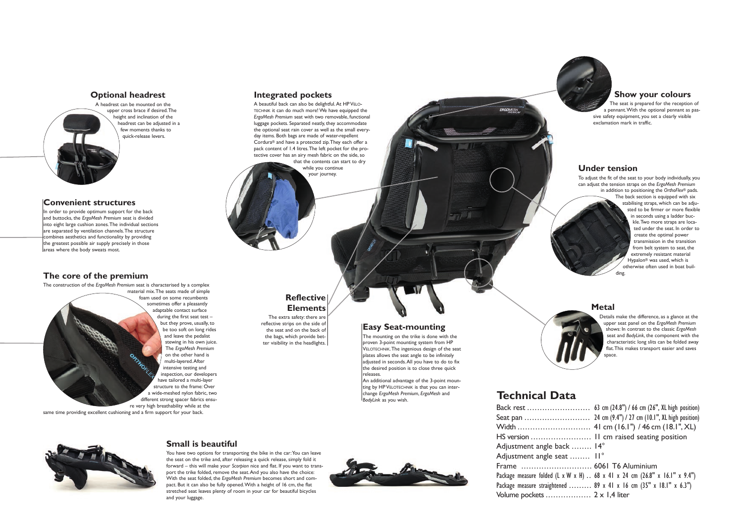## Optional headrest

A headrest can be mounted on the upper cross brace if desired. The height and inclination of the headrest can be adjusted in a few moments thanks to quick-release levers.

## Convenient structures

In order to provide optimum support for the back and buttocks, the *ErgoMesh Premium* seat is divided into eight large cushion zones. The individual sections are separated by ventilation channels. The structure combines aesthetics and functionality by providing the greatest possible air supply precisely in those areas where the body sweats most.

## The core of the premium

The construction of the *ErgoMesh Premium* seat is characterised by a complex material mix. The seats made of simple foam used on some recumbents sometimes offer a pleasantly adaptable contact surface during the first seat test – but they prove, usually, to be too soft on long rides and leave the pedalist stewing in his own juice. The *ErgoMesh Premium* on the other hand is multi-layered. After intensive testing and inspection, our developers have tailored a multi-layer structure to the frame: Over a wide-meshed nylon fabric, two different strong spacer fabrics ensure very high breathability while at the same time providing excellent cushioning and a firm support for your back.

## Integrated pockets

A beautiful back can also be delightful. At HP VELOTECHNIK it can do much more! We have equipped the *ErgoMesh Premium* seat with two removable, functional luggage pockets. Separated neatly, they accommodate the optional seat rain cover as well as the small everyday items. Both bags are made of water-repellent Cordura® and have a protected zip. They each offer a pack content of 1.4 litres. The left pocket for the protective cover has an airy mesh fabric on the side, so that the contents can start to dry while you continue your journey.

## Reflective Elements

The extra safety: there are reflective strips on the side of the seat and on the back of the bags, which provide better visibility in the headlights.

## Easy Seat-mounting

The mounting on the trike is done with the proven 3-point mounting system from HP VELOTECHNIK. The ingenious design of the seat plates allows the seat angle to be infinitely adjusted in seconds. All you have to do to fix the desired position is to close three quick releases.

An additional advantage of the 3-point mounting by HP VELOTECHNIK is that you can interchange *ErgoMesh Premium*, *ErgoMesh* and *BodyLink* as you wish.

## Small is beautiful

You have two options for transporting the bike in the car: You can leave the seat on the trike and, after releasing a quick release, simply fold it forward – this will make your *Scorpion* nice and flat. If you want to transport the trike folded, remove the seat. And you also have the choice: With the seat folded, the *ErgoMesh Premium* becomes short and compact. But it can also be fully opened. With a height of 16 cm, the flat stretched seat leaves plenty of room in your car for beautiful bicycles and your luggage.

## Show your colours

The seat is prepared for the reception of a pennant. With the optional pennant as passive safety equipment, you set a clearly visible exclamation mark in traffic.

## Under tension

To adjust the fit of the seat to your body individually, you can adjust the tension straps on the *ErgoMesh Premium* in addition to positioning the *OrthoFlex®* pads. The back section is equipped with six stabilising straps, which can be adjusted to be firmer or more flexible in seconds using a ladder buckle. Two more straps are located under the seat. In order to create the optimal power transmission in the transition from belt system to seat, the extremely resistant material Hypalon® was used, which is otherwise often used in boat building.

## Metal

Details make the difference, as a glance at the upper seat panel on the *ErgoMesh Premium* shows: In contrast to the classic *ErgoMesh* seat and *BodyLink*, the component with the characteristic long slits can be folded away flat. This makes transport easier and saves space.

# Technical Data

| | |
|---|---|
| Back rest | 63 cm (24.8") / 66 cm (26", XL high position) |
| Seat pan | 24 cm (9.4") / 27 cm (10.1", XL high position) |
| Width | 41 cm (16.1") / 46 cm (18.1", XL) |
| HS version | 11 cm raised seating position |
| Adjustment angle back | 14° |
| Adjustment angle seat | 11° |
| Frame | 6061 T6 Aluminium |
| Package measure folded (L x W x H) | 68 x 41 x 24 cm (26.8" x 16.1" x 9.4") |
| Package measure straightened | 89 x 41 x 16 cm (35" x 18.1" x 6.3") |
| Volume pockets | 2 x 1,4 liter |